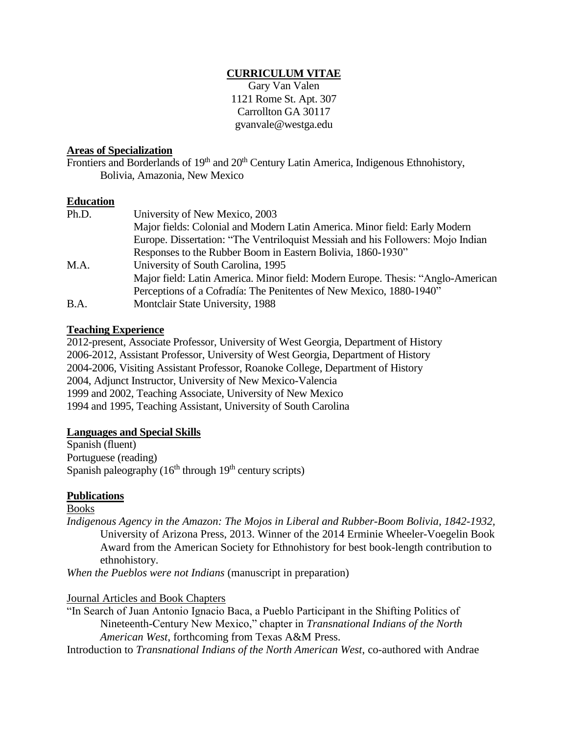# CURRICULUM VITAE

Gary Van Valen
1121 Rome St. Apt. 307
Carrollton GA 30117
gvanvale@westga.edu

## Areas of Specialization

Frontiers and Borderlands of 19th and 20th Century Latin America, Indigenous Ethnohistory, Bolivia, Amazonia, New Mexico

## Education

| | |
|---|---|
| Ph.D. | University of New Mexico, 2003<br>Major fields: Colonial and Modern Latin America. Minor field: Early Modern Europe. Dissertation: "The Ventriloquist Messiah and his Followers: Mojo Indian Responses to the Rubber Boom in Eastern Bolivia, 1860-1930" |
| M.A. | University of South Carolina, 1995<br>Major field: Latin America. Minor field: Modern Europe. Thesis: "Anglo-American Perceptions of a Cofradía: The Penitentes of New Mexico, 1880-1940" |
| B.A. | Montclair State University, 1988 |

## Teaching Experience

2012-present, Associate Professor, University of West Georgia, Department of History
2006-2012, Assistant Professor, University of West Georgia, Department of History
2004-2006, Visiting Assistant Professor, Roanoke College, Department of History
2004, Adjunct Instructor, University of New Mexico-Valencia
1999 and 2002, Teaching Associate, University of New Mexico
1994 and 1995, Teaching Assistant, University of South Carolina

## Languages and Special Skills

Spanish (fluent)
Portuguese (reading)
Spanish paleography (16th through 19th century scripts)

## Publications

### Books

*Indigenous Agency in the Amazon: The Mojos in Liberal and Rubber-Boom Bolivia, 1842-1932*, University of Arizona Press, 2013. Winner of the 2014 Erminie Wheeler-Voegelin Book Award from the American Society for Ethnohistory for best book-length contribution to ethnohistory.

*When the Pueblos were not Indians* (manuscript in preparation)

### Journal Articles and Book Chapters

"In Search of Juan Antonio Ignacio Baca, a Pueblo Participant in the Shifting Politics of Nineteenth-Century New Mexico," chapter in *Transnational Indians of the North American West*, forthcoming from Texas A&M Press.

Introduction to *Transnational Indians of the North American West*, co-authored with Andrae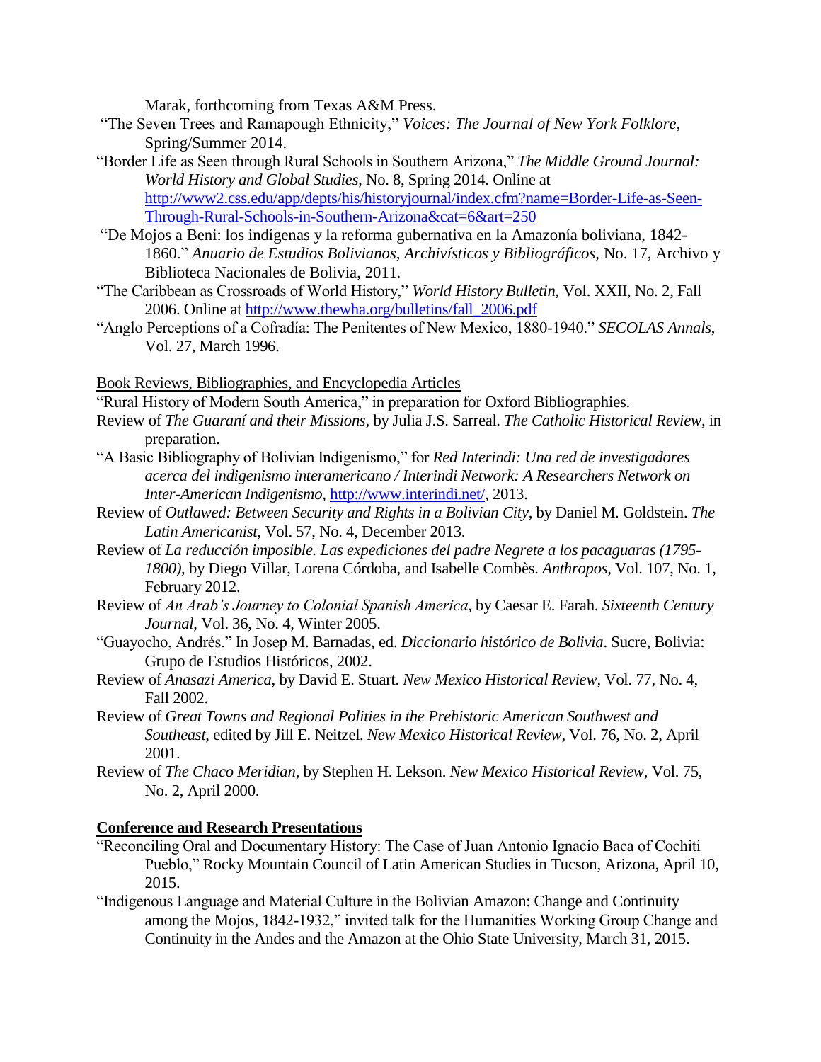Marak, forthcoming from Texas A&M Press.

"The Seven Trees and Ramapough Ethnicity," *Voices: The Journal of New York Folklore*, Spring/Summer 2014.

"Border Life as Seen through Rural Schools in Southern Arizona," *The Middle Ground Journal: World History and Global Studies*, No. 8, Spring 2014. Online at http://www2.css.edu/app/depts/his/historyjournal/index.cfm?name=Border-Life-as-Seen-Through-Rural-Schools-in-Southern-Arizona&cat=6&art=250

"De Mojos a Beni: los indígenas y la reforma gubernativa en la Amazonía boliviana, 1842-1860." *Anuario de Estudios Bolivianos, Archivísticos y Bibliográficos*, No. 17, Archivo y Biblioteca Nacionales de Bolivia, 2011.

"The Caribbean as Crossroads of World History," *World History Bulletin*, Vol. XXII, No. 2, Fall 2006. Online at http://www.thewha.org/bulletins/fall_2006.pdf

"Anglo Perceptions of a Cofradía: The Penitentes of New Mexico, 1880-1940." *SECOLAS Annals*, Vol. 27, March 1996.

Book Reviews, Bibliographies, and Encyclopedia Articles

"Rural History of Modern South America," in preparation for Oxford Bibliographies.

Review of *The Guaraní and their Missions*, by Julia J.S. Sarreal. *The Catholic Historical Review*, in preparation.

"A Basic Bibliography of Bolivian Indigenismo," for *Red Interindi: Una red de investigadores acerca del indigenismo interamericano / Interindi Network: A Researchers Network on Inter-American Indigenismo*, http://www.interindi.net/, 2013.

Review of *Outlawed: Between Security and Rights in a Bolivian City*, by Daniel M. Goldstein. *The Latin Americanist*, Vol. 57, No. 4, December 2013.

Review of *La reducción imposible. Las expediciones del padre Negrete a los pacaguaras (1795-1800)*, by Diego Villar, Lorena Córdoba, and Isabelle Combès. *Anthropos*, Vol. 107, No. 1, February 2012.

Review of *An Arab's Journey to Colonial Spanish America*, by Caesar E. Farah. *Sixteenth Century Journal*, Vol. 36, No. 4, Winter 2005.

"Guayocho, Andrés." In Josep M. Barnadas, ed. *Diccionario histórico de Bolivia*. Sucre, Bolivia: Grupo de Estudios Históricos, 2002.

Review of *Anasazi America*, by David E. Stuart. *New Mexico Historical Review*, Vol. 77, No. 4, Fall 2002.

Review of *Great Towns and Regional Polities in the Prehistoric American Southwest and Southeast*, edited by Jill E. Neitzel. *New Mexico Historical Review*, Vol. 76, No. 2, April 2001.

Review of *The Chaco Meridian*, by Stephen H. Lekson. *New Mexico Historical Review*, Vol. 75, No. 2, April 2000.

## Conference and Research Presentations

"Reconciling Oral and Documentary History: The Case of Juan Antonio Ignacio Baca of Cochiti Pueblo," Rocky Mountain Council of Latin American Studies in Tucson, Arizona, April 10, 2015.

"Indigenous Language and Material Culture in the Bolivian Amazon: Change and Continuity among the Mojos, 1842-1932," invited talk for the Humanities Working Group Change and Continuity in the Andes and the Amazon at the Ohio State University, March 31, 2015.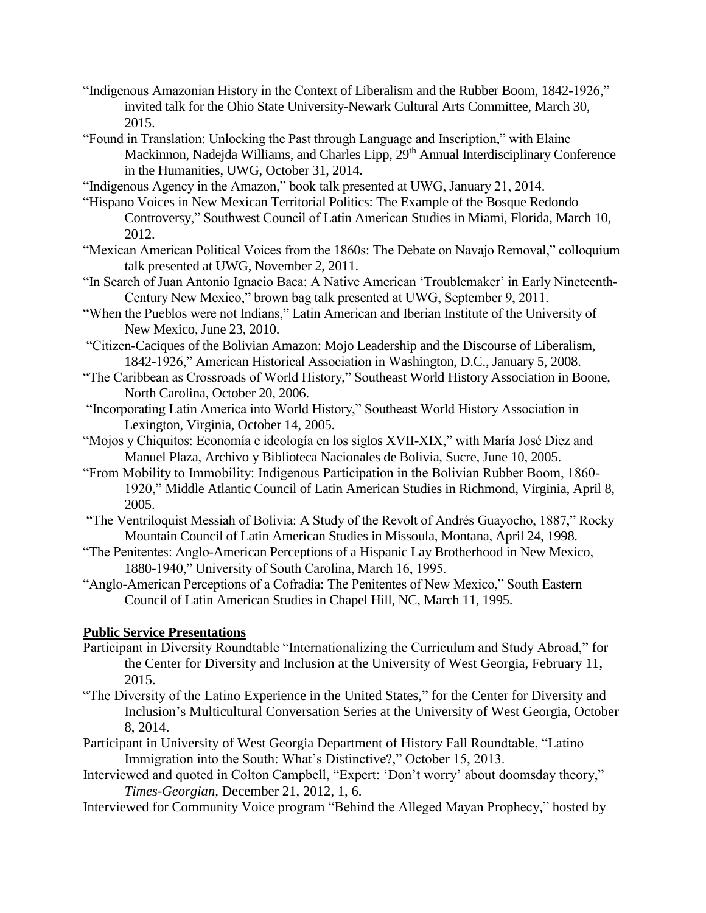"Indigenous Amazonian History in the Context of Liberalism and the Rubber Boom, 1842-1926," invited talk for the Ohio State University-Newark Cultural Arts Committee, March 30, 2015.

"Found in Translation: Unlocking the Past through Language and Inscription," with Elaine Mackinnon, Nadejda Williams, and Charles Lipp, 29th Annual Interdisciplinary Conference in the Humanities, UWG, October 31, 2014.

"Indigenous Agency in the Amazon," book talk presented at UWG, January 21, 2014.

"Hispano Voices in New Mexican Territorial Politics: The Example of the Bosque Redondo Controversy," Southwest Council of Latin American Studies in Miami, Florida, March 10, 2012.

"Mexican American Political Voices from the 1860s: The Debate on Navajo Removal," colloquium talk presented at UWG, November 2, 2011.

"In Search of Juan Antonio Ignacio Baca: A Native American 'Troublemaker' in Early Nineteenth-Century New Mexico," brown bag talk presented at UWG, September 9, 2011.

"When the Pueblos were not Indians," Latin American and Iberian Institute of the University of New Mexico, June 23, 2010.

"Citizen-Caciques of the Bolivian Amazon: Mojo Leadership and the Discourse of Liberalism, 1842-1926," American Historical Association in Washington, D.C., January 5, 2008.

"The Caribbean as Crossroads of World History," Southeast World History Association in Boone, North Carolina, October 20, 2006.

"Incorporating Latin America into World History," Southeast World History Association in Lexington, Virginia, October 14, 2005.

"Mojos y Chiquitos: Economía e ideología en los siglos XVII-XIX," with María José Diez and Manuel Plaza, Archivo y Biblioteca Nacionales de Bolivia, Sucre, June 10, 2005.

"From Mobility to Immobility: Indigenous Participation in the Bolivian Rubber Boom, 1860-1920," Middle Atlantic Council of Latin American Studies in Richmond, Virginia, April 8, 2005.

"The Ventriloquist Messiah of Bolivia: A Study of the Revolt of Andrés Guayocho, 1887," Rocky Mountain Council of Latin American Studies in Missoula, Montana, April 24, 1998.

"The Penitentes: Anglo-American Perceptions of a Hispanic Lay Brotherhood in New Mexico, 1880-1940," University of South Carolina, March 16, 1995.

"Anglo-American Perceptions of a Cofradía: The Penitentes of New Mexico," South Eastern Council of Latin American Studies in Chapel Hill, NC, March 11, 1995.

## Public Service Presentations

Participant in Diversity Roundtable "Internationalizing the Curriculum and Study Abroad," for the Center for Diversity and Inclusion at the University of West Georgia, February 11, 2015.

"The Diversity of the Latino Experience in the United States," for the Center for Diversity and Inclusion's Multicultural Conversation Series at the University of West Georgia, October 8, 2014.

Participant in University of West Georgia Department of History Fall Roundtable, "Latino Immigration into the South: What's Distinctive?," October 15, 2013.

Interviewed and quoted in Colton Campbell, "Expert: 'Don't worry' about doomsday theory," *Times-Georgian,* December 21, 2012, 1, 6.

Interviewed for Community Voice program "Behind the Alleged Mayan Prophecy," hosted by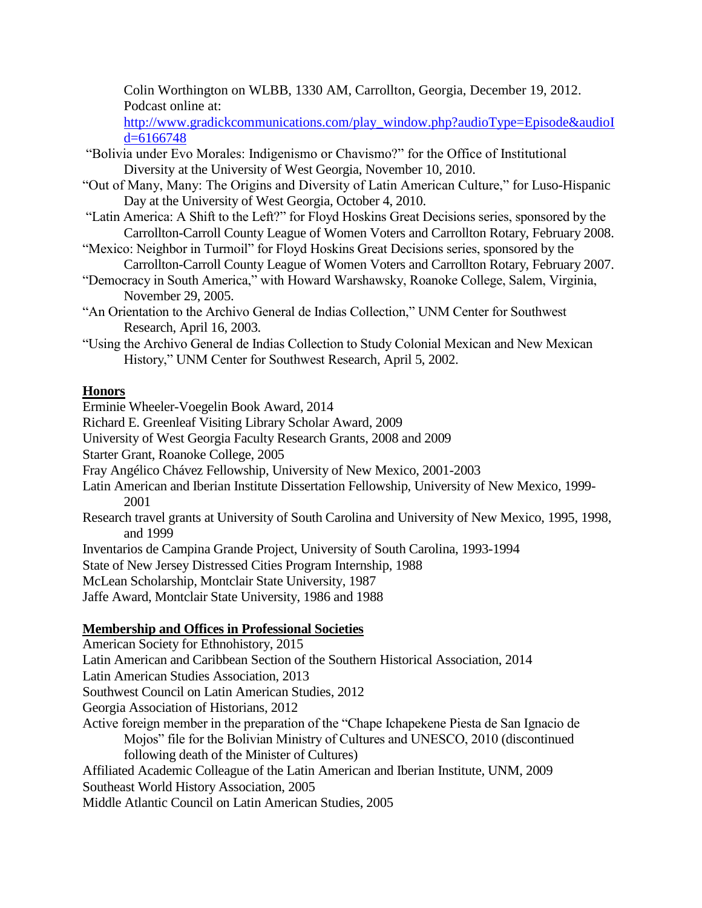Colin Worthington on WLBB, 1330 AM, Carrollton, Georgia, December 19, 2012. Podcast online at: http://www.gradickcommunications.com/play_window.php?audioType=Episode&audioId=6166748

"Bolivia under Evo Morales: Indigenismo or Chavismo?" for the Office of Institutional Diversity at the University of West Georgia, November 10, 2010.

"Out of Many, Many: The Origins and Diversity of Latin American Culture," for Luso-Hispanic Day at the University of West Georgia, October 4, 2010.

"Latin America: A Shift to the Left?" for Floyd Hoskins Great Decisions series, sponsored by the Carrollton-Carroll County League of Women Voters and Carrollton Rotary, February 2008.

"Mexico: Neighbor in Turmoil" for Floyd Hoskins Great Decisions series, sponsored by the Carrollton-Carroll County League of Women Voters and Carrollton Rotary, February 2007.

"Democracy in South America," with Howard Warshawsky, Roanoke College, Salem, Virginia, November 29, 2005.

"An Orientation to the Archivo General de Indias Collection," UNM Center for Southwest Research, April 16, 2003.

"Using the Archivo General de Indias Collection to Study Colonial Mexican and New Mexican History," UNM Center for Southwest Research, April 5, 2002.

## Honors

Erminie Wheeler-Voegelin Book Award, 2014

Richard E. Greenleaf Visiting Library Scholar Award, 2009

University of West Georgia Faculty Research Grants, 2008 and 2009

Starter Grant, Roanoke College, 2005

Fray Angélico Chávez Fellowship, University of New Mexico, 2001-2003

Latin American and Iberian Institute Dissertation Fellowship, University of New Mexico, 1999-2001

Research travel grants at University of South Carolina and University of New Mexico, 1995, 1998, and 1999

Inventarios de Campina Grande Project, University of South Carolina, 1993-1994

State of New Jersey Distressed Cities Program Internship, 1988

McLean Scholarship, Montclair State University, 1987

Jaffe Award, Montclair State University, 1986 and 1988

## Membership and Offices in Professional Societies

American Society for Ethnohistory, 2015

Latin American and Caribbean Section of the Southern Historical Association, 2014

Latin American Studies Association, 2013

Southwest Council on Latin American Studies, 2012

Georgia Association of Historians, 2012

Active foreign member in the preparation of the "Chape Ichapekene Piesta de San Ignacio de Mojos" file for the Bolivian Ministry of Cultures and UNESCO, 2010 (discontinued following death of the Minister of Cultures)

Affiliated Academic Colleague of the Latin American and Iberian Institute, UNM, 2009

Southeast World History Association, 2005

Middle Atlantic Council on Latin American Studies, 2005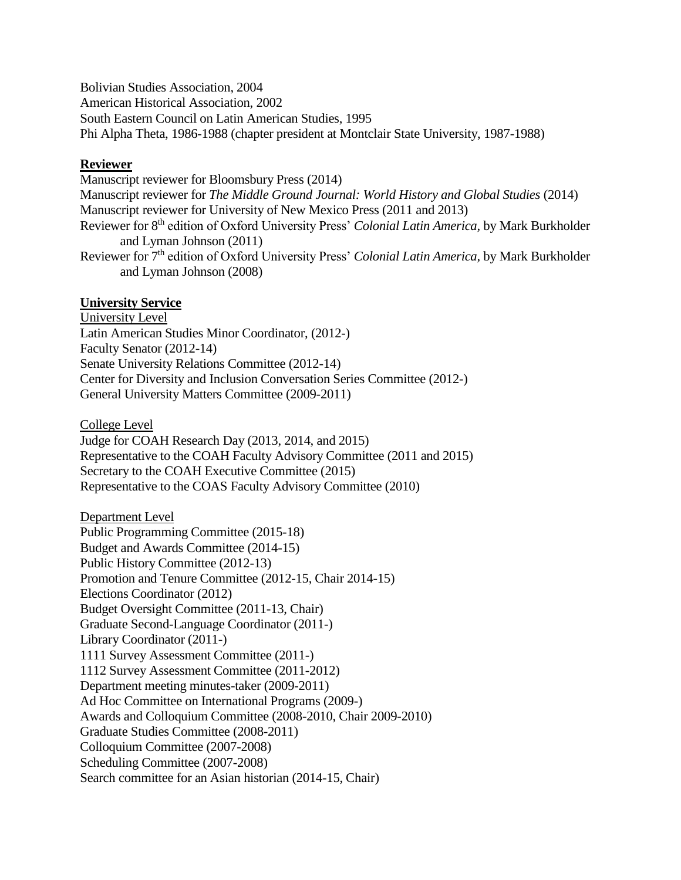Bolivian Studies Association, 2004
American Historical Association, 2002
South Eastern Council on Latin American Studies, 1995
Phi Alpha Theta, 1986-1988 (chapter president at Montclair State University, 1987-1988)

## **Reviewer**

Manuscript reviewer for Bloomsbury Press (2014)
Manuscript reviewer for *The Middle Ground Journal: World History and Global Studies* (2014)
Manuscript reviewer for University of New Mexico Press (2011 and 2013)
Reviewer for 8th edition of Oxford University Press' *Colonial Latin America*, by Mark Burkholder and Lyman Johnson (2011)
Reviewer for 7th edition of Oxford University Press' *Colonial Latin America*, by Mark Burkholder and Lyman Johnson (2008)

## **University Service**

### University Level

Latin American Studies Minor Coordinator, (2012-)
Faculty Senator (2012-14)
Senate University Relations Committee (2012-14)
Center for Diversity and Inclusion Conversation Series Committee (2012-)
General University Matters Committee (2009-2011)

### College Level

Judge for COAH Research Day (2013, 2014, and 2015)
Representative to the COAH Faculty Advisory Committee (2011 and 2015)
Secretary to the COAH Executive Committee (2015)
Representative to the COAS Faculty Advisory Committee (2010)

### Department Level

Public Programming Committee (2015-18)
Budget and Awards Committee (2014-15)
Public History Committee (2012-13)
Promotion and Tenure Committee (2012-15, Chair 2014-15)
Elections Coordinator (2012)
Budget Oversight Committee (2011-13, Chair)
Graduate Second-Language Coordinator (2011-)
Library Coordinator (2011-)
1111 Survey Assessment Committee (2011-)
1112 Survey Assessment Committee (2011-2012)
Department meeting minutes-taker (2009-2011)
Ad Hoc Committee on International Programs (2009-)
Awards and Colloquium Committee (2008-2010, Chair 2009-2010)
Graduate Studies Committee (2008-2011)
Colloquium Committee (2007-2008)
Scheduling Committee (2007-2008)
Search committee for an Asian historian (2014-15, Chair)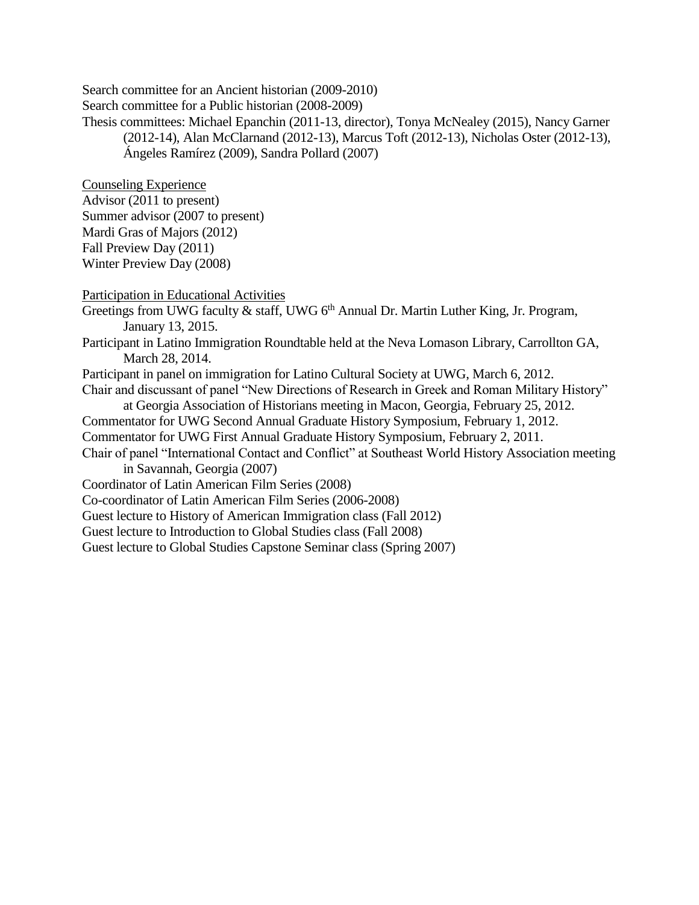Search committee for an Ancient historian (2009-2010)
Search committee for a Public historian (2008-2009)
Thesis committees: Michael Epanchin (2011-13, director), Tonya McNealey (2015), Nancy Garner (2012-14), Alan McClarnand (2012-13), Marcus Toft (2012-13), Nicholas Oster (2012-13), Ángeles Ramírez (2009), Sandra Pollard (2007)

<u>Counseling Experience</u>
Advisor (2011 to present)
Summer advisor (2007 to present)
Mardi Gras of Majors (2012)
Fall Preview Day (2011)
Winter Preview Day (2008)

<u>Participation in Educational Activities</u>
Greetings from UWG faculty & staff, UWG 6th Annual Dr. Martin Luther King, Jr. Program, January 13, 2015.
Participant in Latino Immigration Roundtable held at the Neva Lomason Library, Carrollton GA, March 28, 2014.
Participant in panel on immigration for Latino Cultural Society at UWG, March 6, 2012.
Chair and discussant of panel "New Directions of Research in Greek and Roman Military History" at Georgia Association of Historians meeting in Macon, Georgia, February 25, 2012.
Commentator for UWG Second Annual Graduate History Symposium, February 1, 2012.
Commentator for UWG First Annual Graduate History Symposium, February 2, 2011.
Chair of panel "International Contact and Conflict" at Southeast World History Association meeting in Savannah, Georgia (2007)
Coordinator of Latin American Film Series (2008)
Co-coordinator of Latin American Film Series (2006-2008)
Guest lecture to History of American Immigration class (Fall 2012)
Guest lecture to Introduction to Global Studies class (Fall 2008)
Guest lecture to Global Studies Capstone Seminar class (Spring 2007)